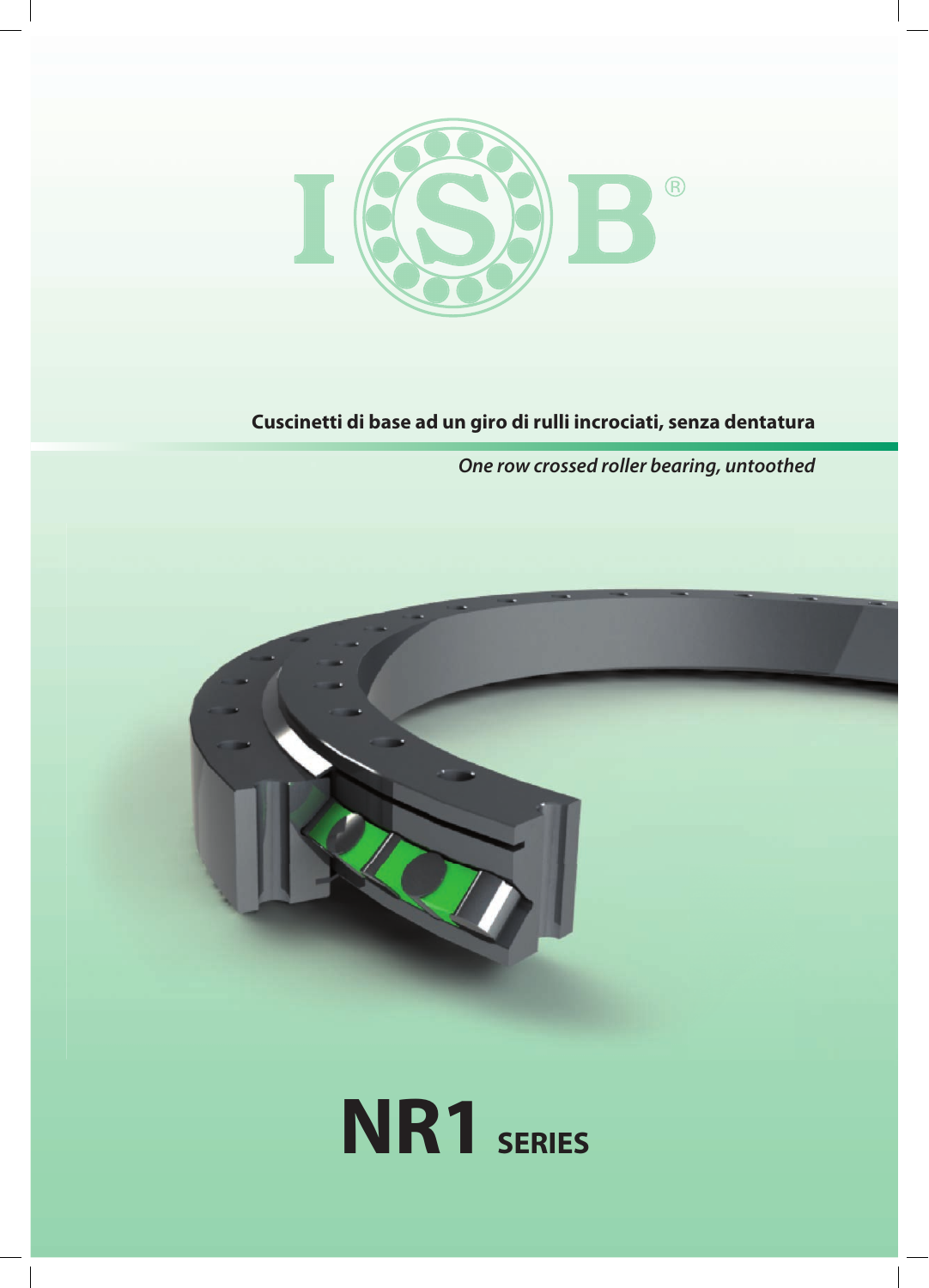ISB®

**Cuscinetti di base ad un giro di rulli incrociati, senza dentatura**

*One row crossed roller bearing, untoothed*

# NR1 SERIES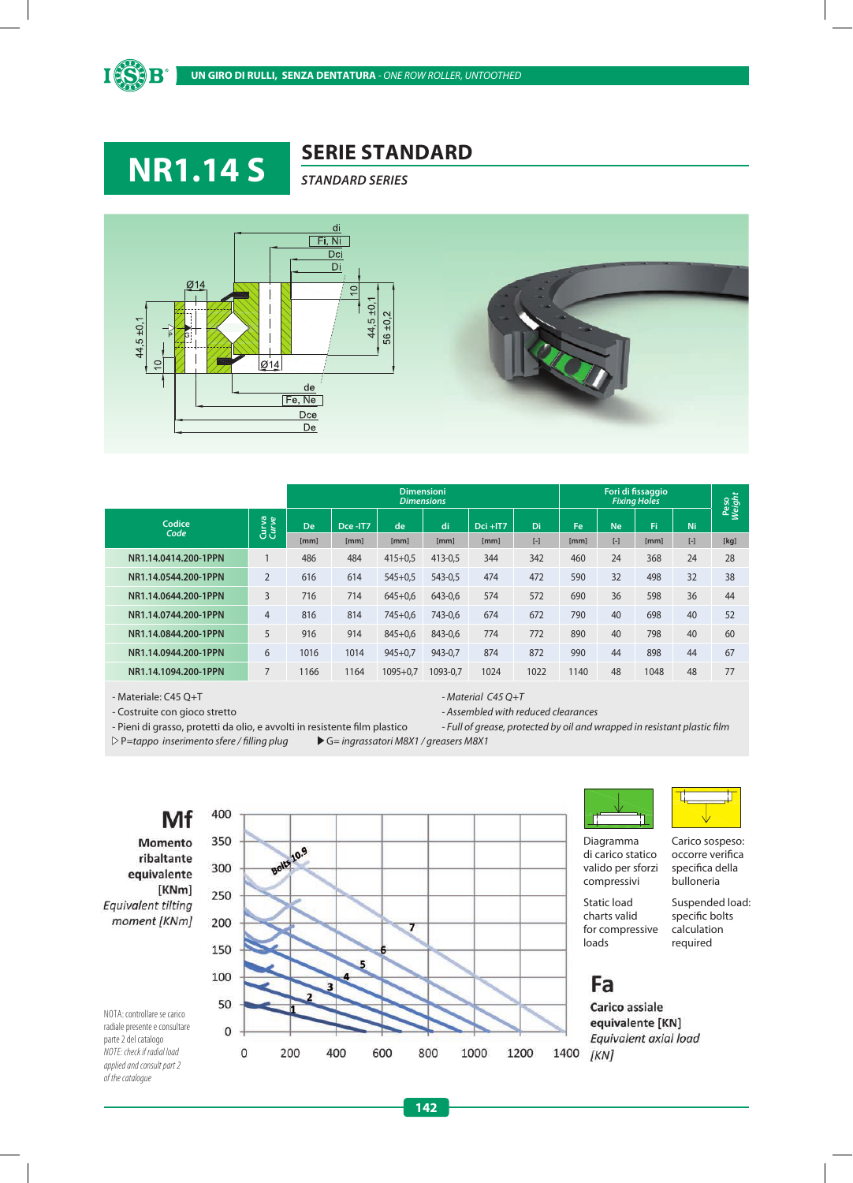UN GIRO DI RULLI, SENZA DENTATURA - *ONE ROW ROLLER, UNTOOTHED*

# NR1.14 S

## SERIE STANDARD

*STANDARD SERIES*

| Codice *Code* | Curva *Curve* | Dimensioni *Dimensions* De [mm] | Dce -IT7 [mm] | de [mm] | di [mm] | Dci +IT7 [mm] | Di [-] | Fori di fissaggio *Fixing Holes* Fe [mm] | Ne [-] | Fi [mm] | Ni [-] | Peso *Weight* [kg] |
|---|---|---|---|---|---|---|---|---|---|---|---|---|
| NR1.14.0414.200-1PPN | 1 | 486 | 484 | 415+0,5 | 413-0,5 | 344 | 342 | 460 | 24 | 368 | 24 | 28 |
| NR1.14.0544.200-1PPN | 2 | 616 | 614 | 545+0,5 | 543-0,5 | 474 | 472 | 590 | 32 | 498 | 32 | 38 |
| NR1.14.0644.200-1PPN | 3 | 716 | 714 | 645+0,6 | 643-0,6 | 574 | 572 | 690 | 36 | 598 | 36 | 44 |
| NR1.14.0744.200-1PPN | 4 | 816 | 814 | 745+0,6 | 743-0,6 | 674 | 672 | 790 | 40 | 698 | 40 | 52 |
| NR1.14.0844.200-1PPN | 5 | 916 | 914 | 845+0,6 | 843-0,6 | 774 | 772 | 890 | 40 | 798 | 40 | 60 |
| NR1.14.0944.200-1PPN | 6 | 1016 | 1014 | 945+0,7 | 943-0,7 | 874 | 872 | 990 | 44 | 898 | 44 | 67 |
| NR1.14.1094.200-1PPN | 7 | 1166 | 1164 | 1095+0,7 | 1093-0,7 | 1024 | 1022 | 1140 | 48 | 1048 | 48 | 77 |

- Materiale: C45 Q+T
- Costruite con gioco stretto
- Pieni di grasso, protetti da olio, e avvolti in resistente film plastico

- *Material C45 Q+T*
- *Assembled with reduced clearances*
- *Full of grease, protected by oil and wrapped in resistant plastic film*

▷ P=*tappo inserimento sfere / filling plug* ▶ G= *ingrassatori M8X1 / greasers M8X1*

**Mf** Momento ribaltante equivalente [KNm] *Equivalent tilting moment [KNm]*

**Fa** Carico assiale equivalente [KN] *Equivalent axial load [KN]*

Diagramma di carico statico valido per sforzi compressivi

Static load charts valid for compressive loads

Carico sospeso: occorre verifica specifica della bulloneria

Suspended load: specific bolts calculation required

NOTA: controllare se carico radiale presente e consultare parte 2 del catalogo

*NOTE: check if radial load applied and consult part 2 of the catalogue*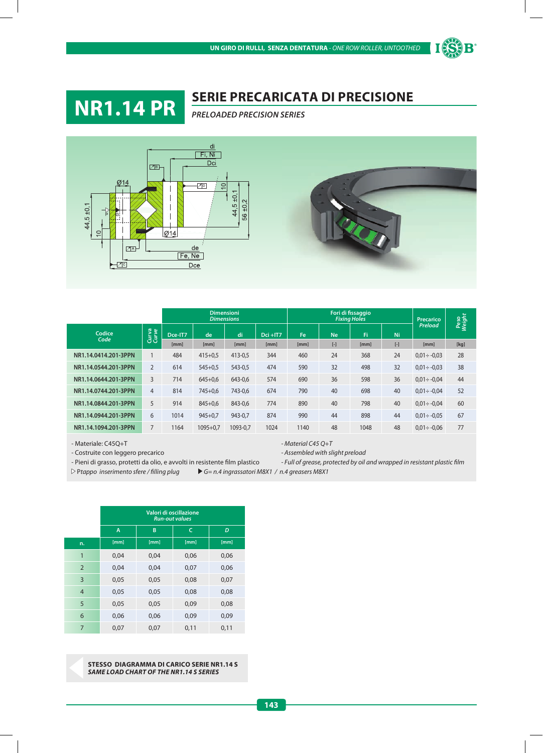# NR1.14 PR

## SERIE PRECARICATA DI PRECISIONE

*PRELOADED PRECISION SERIES*

| Codice *Code* | Curva *Curve* | Dimensioni *Dimensions* Dce-IT7 | de | di | Dci +IT7 | Fori di fissaggio *Fixing Holes* Fe | Ne | Fi | Ni | Precarico *Preload* | Peso *Weight* |
|---|---|---|---|---|---|---|---|---|---|---|---|
| | | [mm] | [mm] | [mm] | [mm] | [mm] | [-] | [mm] | [-] | [mm] | [kg] |
| NR1.14.0414.201-3PPN | 1 | 484 | 415+0,5 | 413-0,5 | 344 | 460 | 24 | 368 | 24 | 0,01÷-0,03 | 28 |
| NR1.14.0544.201-3PPN | 2 | 614 | 545+0,5 | 543-0,5 | 474 | 590 | 32 | 498 | 32 | 0,01÷-0,03 | 38 |
| NR1.14.0644.201-3PPN | 3 | 714 | 645+0,6 | 643-0,6 | 574 | 690 | 36 | 598 | 36 | 0,01÷-0,04 | 44 |
| NR1.14.0744.201-3PPN | 4 | 814 | 745+0,6 | 743-0,6 | 674 | 790 | 40 | 698 | 40 | 0,01÷-0,04 | 52 |
| NR1.14.0844.201-3PPN | 5 | 914 | 845+0,6 | 843-0,6 | 774 | 890 | 40 | 798 | 40 | 0,01÷-0,04 | 60 |
| NR1.14.0944.201-3PPN | 6 | 1014 | 945+0,7 | 943-0,7 | 874 | 990 | 44 | 898 | 44 | 0,01÷-0,05 | 67 |
| NR1.14.1094.201-3PPN | 7 | 1164 | 1095+0,7 | 1093-0,7 | 1024 | 1140 | 48 | 1048 | 48 | 0,01÷-0,06 | 77 |

- Materiale: C45Q+T
- Costruite con leggero precarico
- Pieni di grasso, protetti da olio, e avvolti in resistente film plastico

- *Material C45 Q+T*
- *Assembled with slight preload*
- *Full of grease, protected by oil and wrapped in resistant plastic film*

▷ *Ptappo inserimento sfere / filling plug* ▶ *G= n.4 ingrassatori M8X1 / n.4 greasers M8X1*

| n. | Valori di oscillazione *Run-out values* A [mm] | B [mm] | C [mm] | D [mm] |
|---|---|---|---|---|
| 1 | 0,04 | 0,04 | 0,06 | 0,06 |
| 2 | 0,04 | 0,04 | 0,07 | 0,06 |
| 3 | 0,05 | 0,05 | 0,08 | 0,07 |
| 4 | 0,05 | 0,05 | 0,08 | 0,08 |
| 5 | 0,05 | 0,05 | 0,09 | 0,08 |
| 6 | 0,06 | 0,06 | 0,09 | 0,09 |
| 7 | 0,07 | 0,07 | 0,11 | 0,11 |

**STESSO DIAGRAMMA DI CARICO SERIE NR1.14 S**
***SAME LOAD CHART OF THE NR1.14 S SERIES***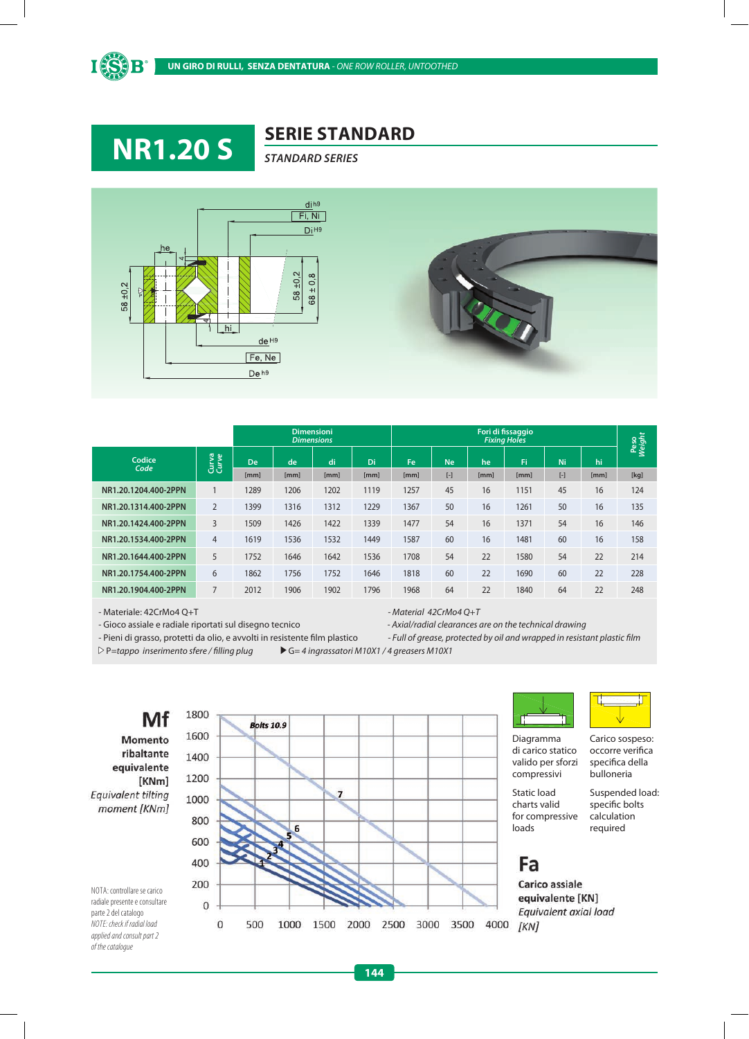UN GIRO DI RULLI, SENZA DENTATURA - *ONE ROW ROLLER, UNTOOTHED*

# NR1.20 S

## SERIE STANDARD

*STANDARD SERIES*

| Codice *Code* | Curva *Curve* | De | de | di | Di | Fe | Ne | he | Fi | Ni | hi | Peso *Weight* |
|---|---|---|---|---|---|---|---|---|---|---|---|---|
| | | Dimensioni *Dimensions* | | | | Fori di fissaggio *Fixing Holes* | | | | | | |
| | | [mm] | [mm] | [mm] | [mm] | [mm] | [-] | [mm] | [mm] | [-] | [mm] | [kg] |
| NR1.20.1204.400-2PPN | 1 | 1289 | 1206 | 1202 | 1119 | 1257 | 45 | 16 | 1151 | 45 | 16 | 124 |
| NR1.20.1314.400-2PPN | 2 | 1399 | 1316 | 1312 | 1229 | 1367 | 50 | 16 | 1261 | 50 | 16 | 135 |
| NR1.20.1424.400-2PPN | 3 | 1509 | 1426 | 1422 | 1339 | 1477 | 54 | 16 | 1371 | 54 | 16 | 146 |
| NR1.20.1534.400-2PPN | 4 | 1619 | 1536 | 1532 | 1449 | 1587 | 60 | 16 | 1481 | 60 | 16 | 158 |
| NR1.20.1644.400-2PPN | 5 | 1752 | 1646 | 1642 | 1536 | 1708 | 54 | 22 | 1580 | 54 | 22 | 214 |
| NR1.20.1754.400-2PPN | 6 | 1862 | 1756 | 1752 | 1646 | 1818 | 60 | 22 | 1690 | 60 | 22 | 228 |
| NR1.20.1904.400-2PPN | 7 | 2012 | 1906 | 1902 | 1796 | 1968 | 64 | 22 | 1840 | 64 | 22 | 248 |

- Materiale: 42CrMo4 Q+T
- Gioco assiale e radiale riportati sul disegno tecnico
- Pieni di grasso, protetti da olio, e avvolti in resistente film plastico

- *Material 42CrMo4 Q+T*
- *Axial/radial clearances are on the technical drawing*
- *Full of grease, protected by oil and wrapped in resistant plastic film*

▷ P=*tappo inserimento sfere / filling plug* ▶ G= *4 ingrassatori M10X1 / 4 greasers M10X1*

**Mf**

**Momento ribaltante equivalente [KNm]**

*Equivalent tilting moment [KNm]*

NOTA: controllare se carico radiale presente e consultare parte 2 del catalogo

*NOTE: check if radial load applied and consult part 2 of the catalogue*

Bolts 10.9

Diagramma di carico statico valido per sforzi compressivi

Static load charts valid for compressive loads

Carico sospeso: occorre verifica specifica della bulloneria

Suspended load: specific bolts calculation required

**Fa**

**Carico assiale equivalente [KN]**

*Equivalent axial load [KN]*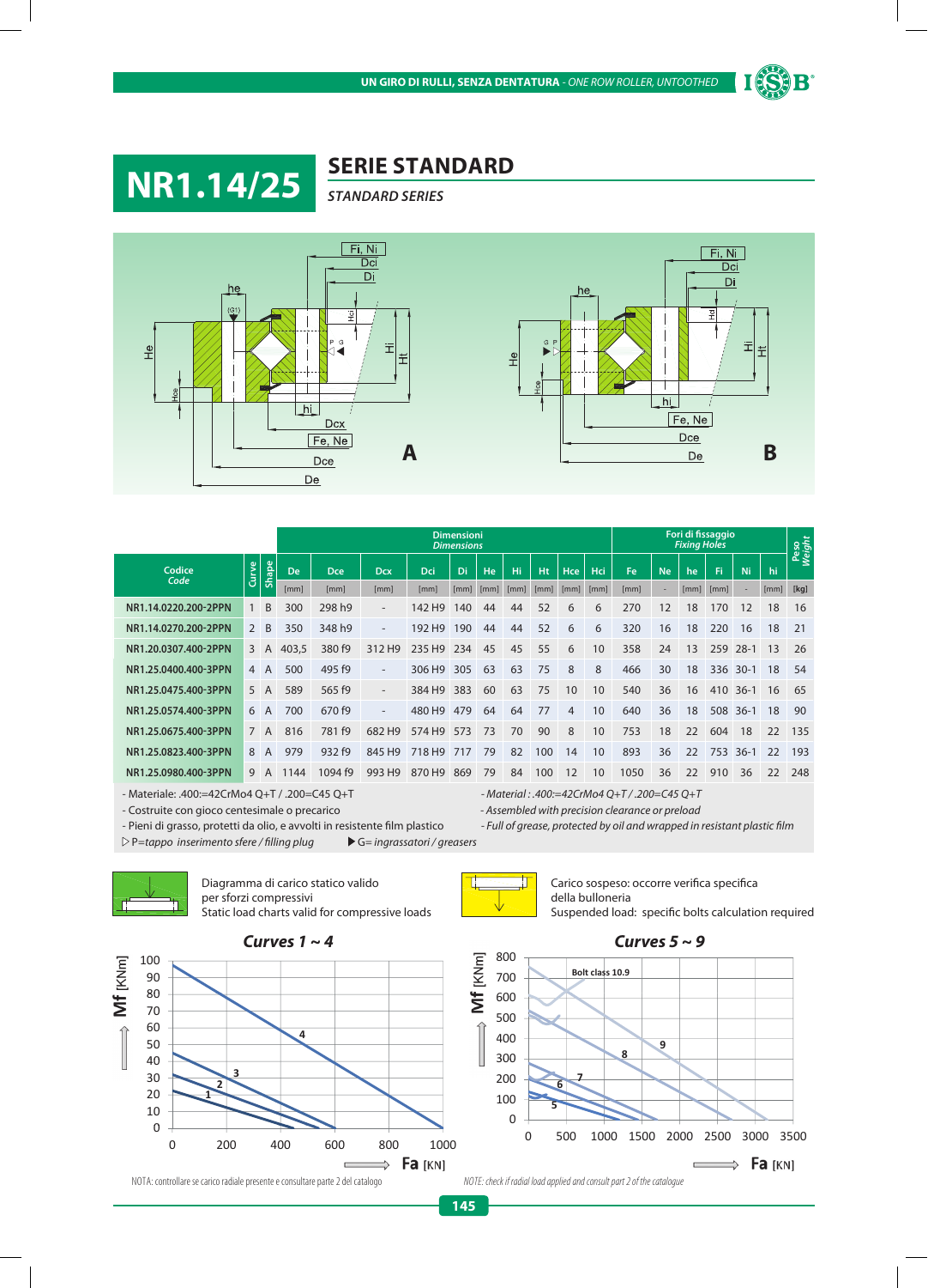# NR1.14/25

## SERIE STANDARD

*STANDARD SERIES*

Fi, Ni
Dci
Di
he
(G1)
He
Hce
Hci
P G
Hi
Ht
hi
Dcx
Fe, Ne
Dce
De
A

Fi, Ni
Dci
Di
he
G P
He
Hce
Hcl
Hi
Ht
hi
Fe, Ne
Dce
De
B

| Codice *Code* | Curve | Shape | Dimensioni *Dimensions* De | Dce | Dcx | Dci | Di | He | Hi | Ht | Hce | Hci | Fori di fissaggio *Fixing Holes* Fe | Ne | he | Fi | Ni | hi | Peso *Weight* |
|---|---|---|---|---|---|---|---|---|---|---|---|---|---|---|---|---|---|---|---|
| | | | [mm] | [mm] | [mm] | [mm] | [mm] | [mm] | [mm] | [mm] | [mm] | [mm] | [mm] | - | [mm] | [mm] | - | [mm] | [kg] |
| NR1.14.0220.200-2PPN | 1 | B | 300 | 298 h9 | - | 142 H9 | 140 | 44 | 44 | 52 | 6 | 6 | 270 | 12 | 18 | 170 | 12 | 18 | 16 |
| NR1.14.0270.200-2PPN | 2 | B | 350 | 348 h9 | - | 192 H9 | 190 | 44 | 44 | 52 | 6 | 6 | 320 | 16 | 18 | 220 | 16 | 18 | 21 |
| NR1.20.0307.400-2PPN | 3 | A | 403,5 | 380 f9 | 312 H9 | 235 H9 | 234 | 45 | 45 | 55 | 6 | 10 | 358 | 24 | 13 | 259 | 28-1 | 13 | 26 |
| NR1.25.0400.400-3PPN | 4 | A | 500 | 495 f9 | - | 306 H9 | 305 | 63 | 63 | 75 | 8 | 8 | 466 | 30 | 18 | 336 | 30-1 | 18 | 54 |
| NR1.25.0475.400-3PPN | 5 | A | 589 | 565 f9 | - | 384 H9 | 383 | 60 | 63 | 75 | 10 | 10 | 540 | 36 | 16 | 410 | 36-1 | 16 | 65 |
| NR1.25.0574.400-3PPN | 6 | A | 700 | 670 f9 | - | 480 H9 | 479 | 64 | 64 | 77 | 4 | 10 | 640 | 36 | 18 | 508 | 36-1 | 18 | 90 |
| NR1.25.0675.400-3PPN | 7 | A | 816 | 781 f9 | 682 H9 | 574 H9 | 573 | 73 | 70 | 90 | 8 | 10 | 753 | 18 | 22 | 604 | 18 | 22 | 135 |
| NR1.25.0823.400-3PPN | 8 | A | 979 | 932 f9 | 845 H9 | 718 H9 | 717 | 79 | 82 | 100 | 14 | 10 | 893 | 36 | 22 | 753 | 36-1 | 22 | 193 |
| NR1.25.0980.400-3PPN | 9 | A | 1144 | 1094 f9 | 993 H9 | 870 H9 | 869 | 79 | 84 | 100 | 12 | 10 | 1050 | 36 | 22 | 910 | 36 | 22 | 248 |

- Materiale: .400:=42CrMo4 Q+T / .200=C45 Q+T
- Costruite con gioco centesimale o precarico
- Pieni di grasso, protetti da olio, e avvolti in resistente film plastico

▷ P=*tappo inserimento sfere / filling plug* ▶ G= *ingrassatori / greasers*

- *Material : .400:=42CrMo4 Q+T / .200=C45 Q+T*
- *Assembled with precision clearance or preload*
- *Full of grease, protected by oil and wrapped in resistant plastic film*

Diagramma di carico statico valido per sforzi compressivi
Static load charts valid for compressive loads

Carico sospeso: occorre verifica specifica della bulloneria
Suspended load: specific bolts calculation required

**Curves 1 ~ 4**

Mf [KNm]
100, 90, 80, 70, 60, 50, 40, 30, 20, 10, 0
1, 2, 3, 4
0, 200, 400, 600, 800, 1000
Fa [KN]

**Curves 5 ~ 9**

Mf [KNm]
800, 700, 600, 500, 400, 300, 200, 100, 0
Bolt class 10.9
5, 6, 7, 8, 9
0, 500, 1000, 1500, 2000, 2500, 3000, 3500
Fa [KN]

NOTA: controllare se carico radiale presente e consultare parte 2 del catalogo

*NOTE: check if radial load applied and consult part 2 of the catalogue*